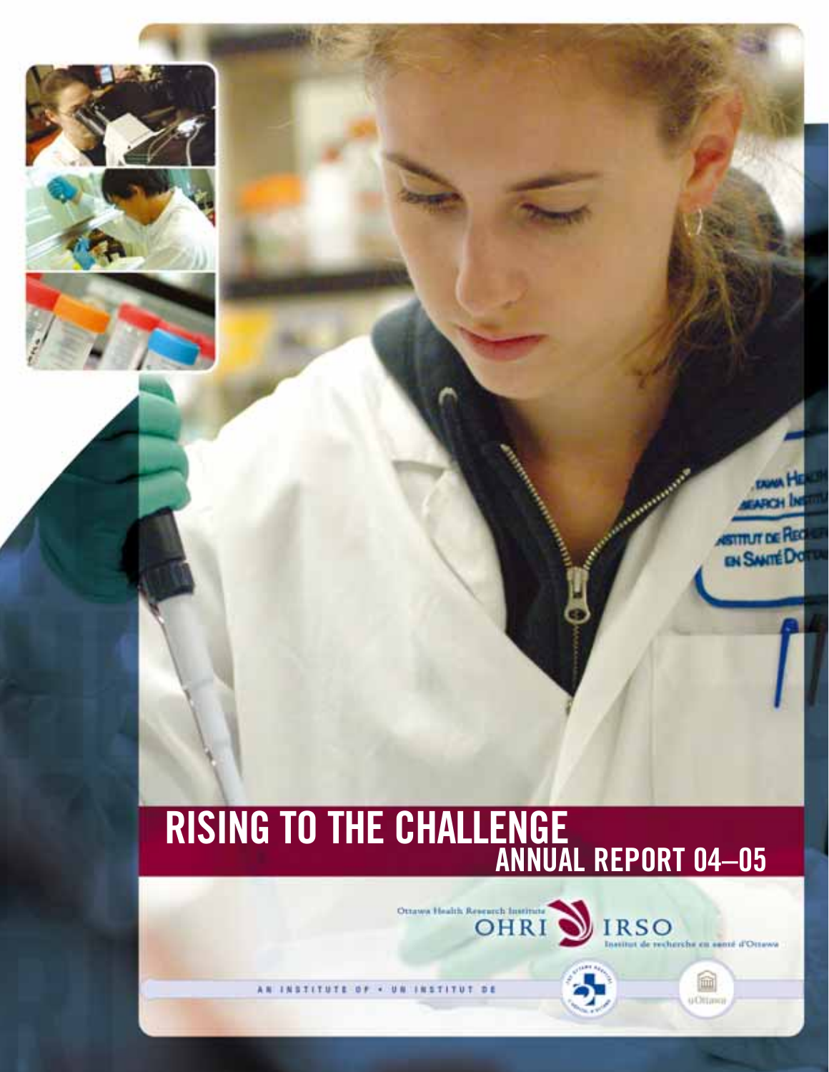# RISING TO THE CHALLENGE

## ANNUAL REPORT 04–05

Ottawa Health Research Institute

OHRI IRSO

Institut de recherche en santé d'Ottawa

AN INSTITUTE OF • UN INSTITUT DE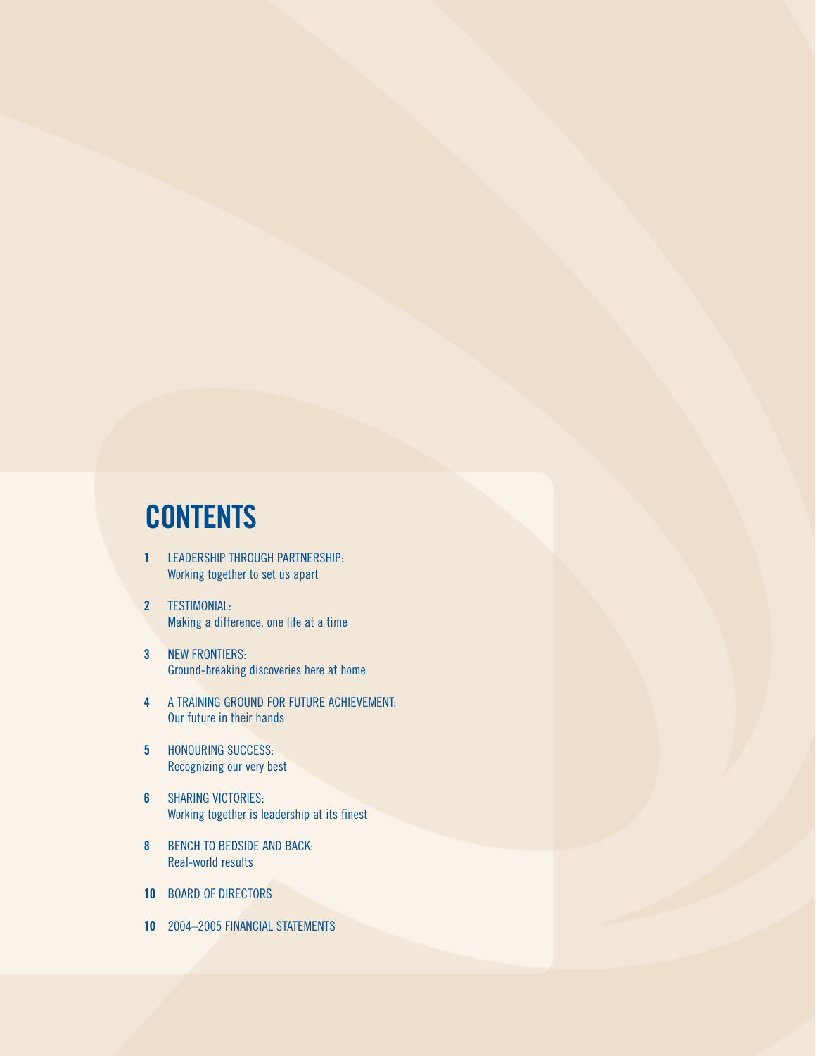# CONTENTS

**1** LEADERSHIP THROUGH PARTNERSHIP:
Working together to set us apart

**2** TESTIMONIAL:
Making a difference, one life at a time

**3** NEW FRONTIERS:
Ground-breaking discoveries here at home

**4** A TRAINING GROUND FOR FUTURE ACHIEVEMENT:
Our future in their hands

**5** HONOURING SUCCESS:
Recognizing our very best

**6** SHARING VICTORIES:
Working together is leadership at its finest

**8** BENCH TO BEDSIDE AND BACK:
Real-world results

**10** BOARD OF DIRECTORS

**10** 2004–2005 FINANCIAL STATEMENTS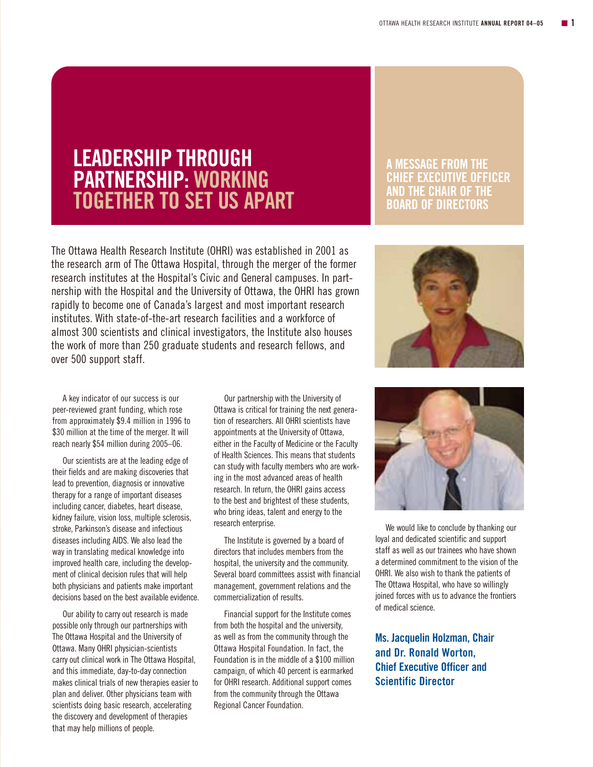# LEADERSHIP THROUGH PARTNERSHIP: WORKING TOGETHER TO SET US APART

## A MESSAGE FROM THE CHIEF EXECUTIVE OFFICER AND THE CHAIR OF THE BOARD OF DIRECTORS

The Ottawa Health Research Institute (OHRI) was established in 2001 as the research arm of The Ottawa Hospital, through the merger of the former research institutes at the Hospital's Civic and General campuses. In partnership with the Hospital and the University of Ottawa, the OHRI has grown rapidly to become one of Canada's largest and most important research institutes. With state-of-the-art research facilities and a workforce of almost 300 scientists and clinical investigators, the Institute also houses the work of more than 250 graduate students and research fellows, and over 500 support staff.

A key indicator of our success is our peer-reviewed grant funding, which rose from approximately $9.4 million in 1996 to $30 million at the time of the merger. It will reach nearly $54 million during 2005–06.

Our scientists are at the leading edge of their fields and are making discoveries that lead to prevention, diagnosis or innovative therapy for a range of important diseases including cancer, diabetes, heart disease, kidney failure, vision loss, multiple sclerosis, stroke, Parkinson's disease and infectious diseases including AIDS. We also lead the way in translating medical knowledge into improved health care, including the development of clinical decision rules that will help both physicians and patients make important decisions based on the best available evidence.

Our ability to carry out research is made possible only through our partnerships with The Ottawa Hospital and the University of Ottawa. Many OHRI physician-scientists carry out clinical work in The Ottawa Hospital, and this immediate, day-to-day connection makes clinical trials of new therapies easier to plan and deliver. Other physicians team with scientists doing basic research, accelerating the discovery and development of therapies that may help millions of people.

Our partnership with the University of Ottawa is critical for training the next generation of researchers. All OHRI scientists have appointments at the University of Ottawa, either in the Faculty of Medicine or the Faculty of Health Sciences. This means that students can study with faculty members who are working in the most advanced areas of health research. In return, the OHRI gains access to the best and brightest of these students, who bring ideas, talent and energy to the research enterprise.

The Institute is governed by a board of directors that includes members from the hospital, the university and the community. Several board committees assist with financial management, government relations and the commercialization of results.

Financial support for the Institute comes from both the hospital and the university, as well as from the community through the Ottawa Hospital Foundation. In fact, the Foundation is in the middle of a $100 million campaign, of which 40 percent is earmarked for OHRI research. Additional support comes from the community through the Ottawa Regional Cancer Foundation.

We would like to conclude by thanking our loyal and dedicated scientific and support staff as well as our trainees who have shown a determined commitment to the vision of the OHRI. We also wish to thank the patients of The Ottawa Hospital, who have so willingly joined forces with us to advance the frontiers of medical science.

**Ms. Jacquelin Holzman, Chair and Dr. Ronald Worton, Chief Executive Officer and Scientific Director**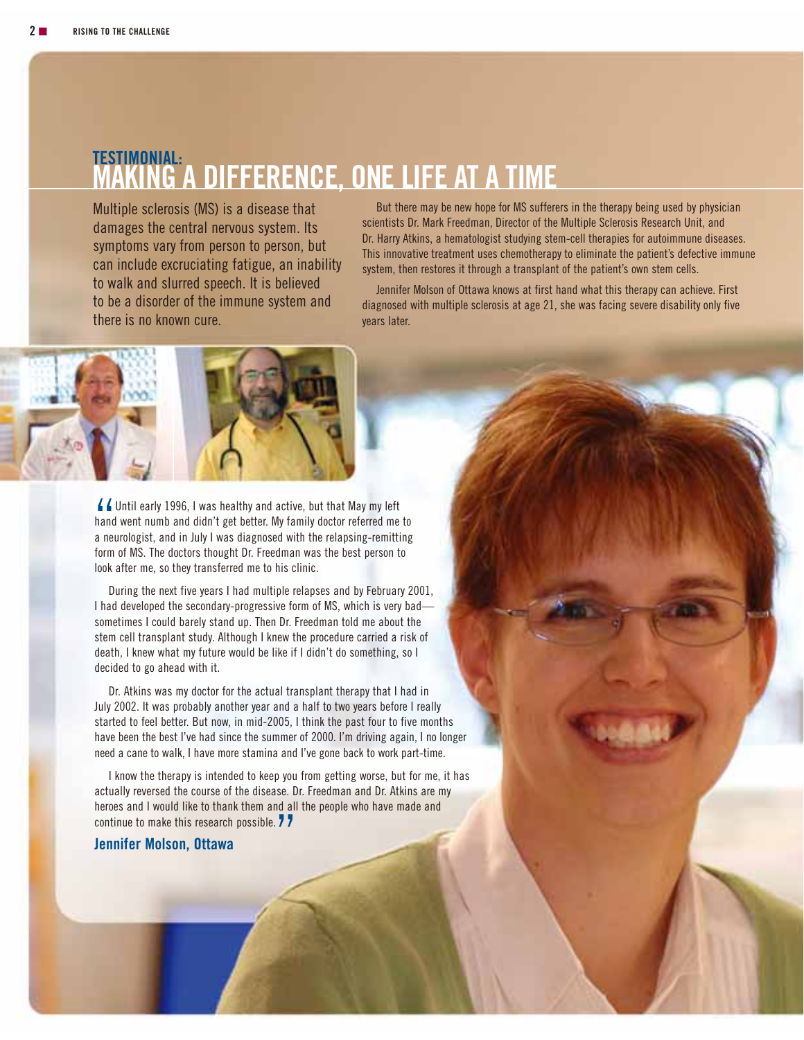# TESTIMONIAL: MAKING A DIFFERENCE, ONE LIFE AT A TIME

Multiple sclerosis (MS) is a disease that damages the central nervous system. Its symptoms vary from person to person, but can include excruciating fatigue, an inability to walk and slurred speech. It is believed to be a disorder of the immune system and there is no known cure.

But there may be new hope for MS sufferers in the therapy being used by physician scientists Dr. Mark Freedman, Director of the Multiple Sclerosis Research Unit, and Dr. Harry Atkins, a hematologist studying stem-cell therapies for autoimmune diseases. This innovative treatment uses chemotherapy to eliminate the patient's defective immune system, then restores it through a transplant of the patient's own stem cells.

Jennifer Molson of Ottawa knows at first hand what this therapy can achieve. First diagnosed with multiple sclerosis at age 21, she was facing severe disability only five years later.

"Until early 1996, I was healthy and active, but that May my left hand went numb and didn't get better. My family doctor referred me to a neurologist, and in July I was diagnosed with the relapsing-remitting form of MS. The doctors thought Dr. Freedman was the best person to look after me, so they transferred me to his clinic.

During the next five years I had multiple relapses and by February 2001, I had developed the secondary-progressive form of MS, which is very bad—sometimes I could barely stand up. Then Dr. Freedman told me about the stem cell transplant study. Although I knew the procedure carried a risk of death, I knew what my future would be like if I didn't do something, so I decided to go ahead with it.

Dr. Atkins was my doctor for the actual transplant therapy that I had in July 2002. It was probably another year and a half to two years before I really started to feel better. But now, in mid-2005, I think the past four to five months have been the best I've had since the summer of 2000. I'm driving again, I no longer need a cane to walk, I have more stamina and I've gone back to work part-time.

I know the therapy is intended to keep you from getting worse, but for me, it has actually reversed the course of the disease. Dr. Freedman and Dr. Atkins are my heroes and I would like to thank them and all the people who have made and continue to make this research possible."

**Jennifer Molson, Ottawa**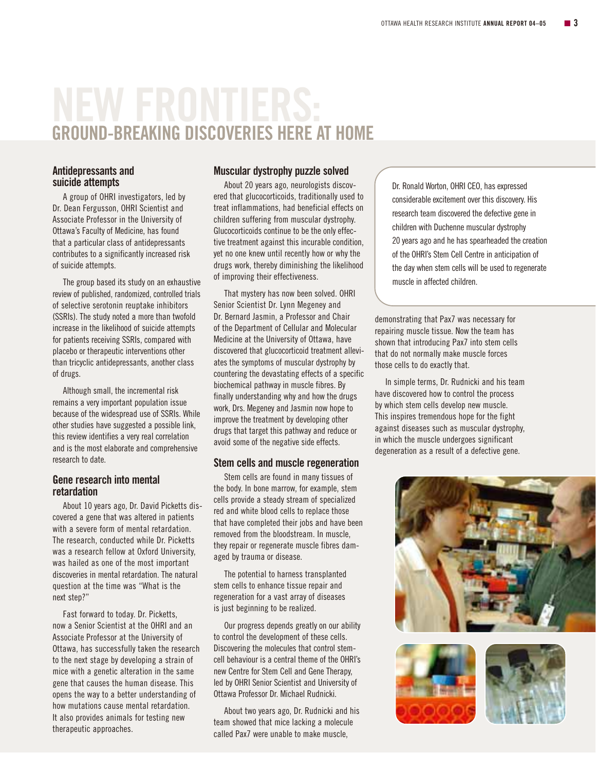# NEW FRONTIERS:
## GROUND-BREAKING DISCOVERIES HERE AT HOME

### Antidepressants and suicide attempts

A group of OHRI investigators, led by Dr. Dean Fergusson, OHRI Scientist and Associate Professor in the University of Ottawa's Faculty of Medicine, has found that a particular class of antidepressants contributes to a significantly increased risk of suicide attempts.

The group based its study on an exhaustive review of published, randomized, controlled trials of selective serotonin reuptake inhibitors (SSRIs). The study noted a more than twofold increase in the likelihood of suicide attempts for patients receiving SSRIs, compared with placebo or therapeutic interventions other than tricyclic antidepressants, another class of drugs.

Although small, the incremental risk remains a very important population issue because of the widespread use of SSRIs. While other studies have suggested a possible link, this review identifies a very real correlation and is the most elaborate and comprehensive research to date.

### Gene research into mental retardation

About 10 years ago, Dr. David Picketts discovered a gene that was altered in patients with a severe form of mental retardation. The research, conducted while Dr. Picketts was a research fellow at Oxford University, was hailed as one of the most important discoveries in mental retardation. The natural question at the time was "What is the next step?"

Fast forward to today. Dr. Picketts, now a Senior Scientist at the OHRI and an Associate Professor at the University of Ottawa, has successfully taken the research to the next stage by developing a strain of mice with a genetic alteration in the same gene that causes the human disease. This opens the way to a better understanding of how mutations cause mental retardation. It also provides animals for testing new therapeutic approaches.

### Muscular dystrophy puzzle solved

About 20 years ago, neurologists discovered that glucocorticoids, traditionally used to treat inflammations, had beneficial effects on children suffering from muscular dystrophy. Glucocorticoids continue to be the only effective treatment against this incurable condition, yet no one knew until recently how or why the drugs work, thereby diminishing the likelihood of improving their effectiveness.

That mystery has now been solved. OHRI Senior Scientist Dr. Lynn Megeney and Dr. Bernard Jasmin, a Professor and Chair of the Department of Cellular and Molecular Medicine at the University of Ottawa, have discovered that glucocorticoid treatment alleviates the symptoms of muscular dystrophy by countering the devastating effects of a specific biochemical pathway in muscle fibres. By finally understanding why and how the drugs work, Drs. Megeney and Jasmin now hope to improve the treatment by developing other drugs that target this pathway and reduce or avoid some of the negative side effects.

### Stem cells and muscle regeneration

Stem cells are found in many tissues of the body. In bone marrow, for example, stem cells provide a steady stream of specialized red and white blood cells to replace those that have completed their jobs and have been removed from the bloodstream. In muscle, they repair or regenerate muscle fibres damaged by trauma or disease.

The potential to harness transplanted stem cells to enhance tissue repair and regeneration for a vast array of diseases is just beginning to be realized.

Our progress depends greatly on our ability to control the development of these cells. Discovering the molecules that control stem-cell behaviour is a central theme of the OHRI's new Centre for Stem Cell and Gene Therapy, led by OHRI Senior Scientist and University of Ottawa Professor Dr. Michael Rudnicki.

About two years ago, Dr. Rudnicki and his team showed that mice lacking a molecule called Pax7 were unable to make muscle, demonstrating that Pax7 was necessary for repairing muscle tissue. Now the team has shown that introducing Pax7 into stem cells that do not normally make muscle forces those cells to do exactly that.

In simple terms, Dr. Rudnicki and his team have discovered how to control the process by which stem cells develop new muscle. This inspires tremendous hope for the fight against diseases such as muscular dystrophy, in which the muscle undergoes significant degeneration as a result of a defective gene.

Dr. Ronald Worton, OHRI CEO, has expressed considerable excitement over this discovery. His research team discovered the defective gene in children with Duchenne muscular dystrophy 20 years ago and he has spearheaded the creation of the OHRI's Stem Cell Centre in anticipation of the day when stem cells will be used to regenerate muscle in affected children.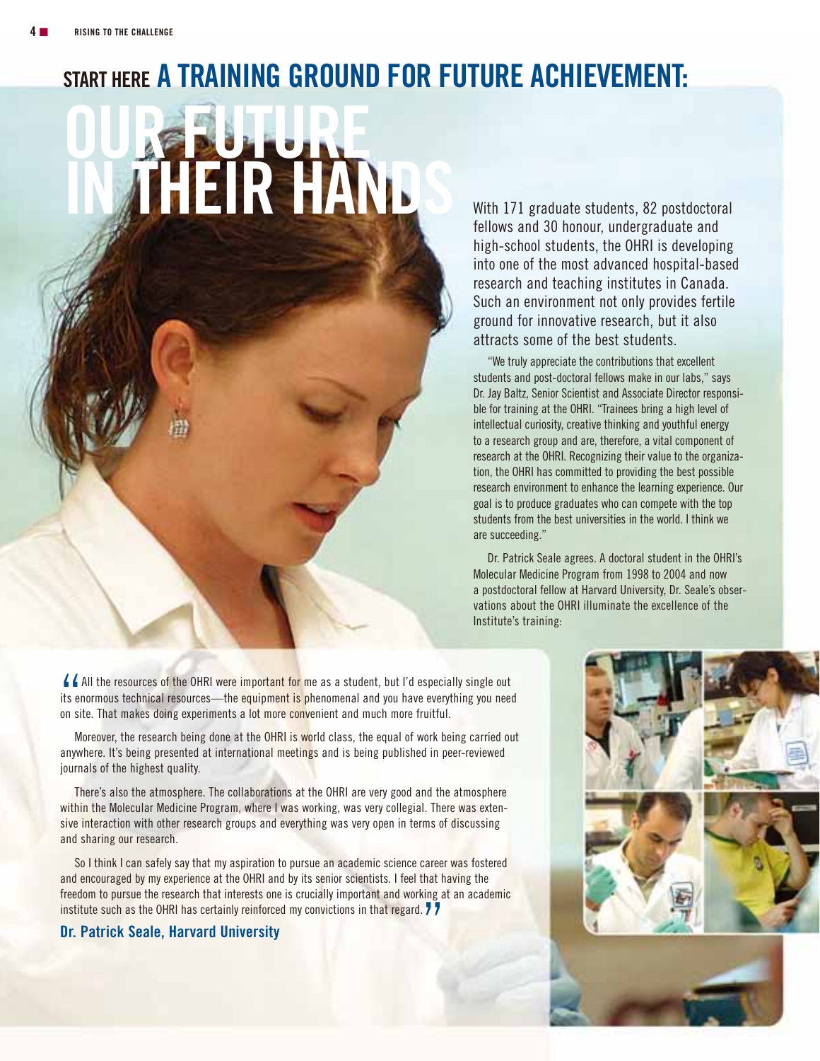# START HERE A TRAINING GROUND FOR FUTURE ACHIEVEMENT:

# OUR FUTURE IN THEIR HANDS

With 171 graduate students, 82 postdoctoral fellows and 30 honour, undergraduate and high-school students, the OHRI is developing into one of the most advanced hospital-based research and teaching institutes in Canada. Such an environment not only provides fertile ground for innovative research, but it also attracts some of the best students.

"We truly appreciate the contributions that excellent students and post-doctoral fellows make in our labs," says Dr. Jay Baltz, Senior Scientist and Associate Director responsible for training at the OHRI. "Trainees bring a high level of intellectual curiosity, creative thinking and youthful energy to a research group and are, therefore, a vital component of research at the OHRI. Recognizing their value to the organization, the OHRI has committed to providing the best possible research environment to enhance the learning experience. Our goal is to produce graduates who can compete with the top students from the best universities in the world. I think we are succeeding."

Dr. Patrick Seale agrees. A doctoral student in the OHRI's Molecular Medicine Program from 1998 to 2004 and now a postdoctoral fellow at Harvard University, Dr. Seale's observations about the OHRI illuminate the excellence of the Institute's training:

"All the resources of the OHRI were important for me as a student, but I'd especially single out its enormous technical resources—the equipment is phenomenal and you have everything you need on site. That makes doing experiments a lot more convenient and much more fruitful.

Moreover, the research being done at the OHRI is world class, the equal of work being carried out anywhere. It's being presented at international meetings and is being published in peer-reviewed journals of the highest quality.

There's also the atmosphere. The collaborations at the OHRI are very good and the atmosphere within the Molecular Medicine Program, where I was working, was very collegial. There was extensive interaction with other research groups and everything was very open in terms of discussing and sharing our research.

So I think I can safely say that my aspiration to pursue an academic science career was fostered and encouraged by my experience at the OHRI and by its senior scientists. I feel that having the freedom to pursue the research that interests one is crucially important and working at an academic institute such as the OHRI has certainly reinforced my convictions in that regard."

**Dr. Patrick Seale, Harvard University**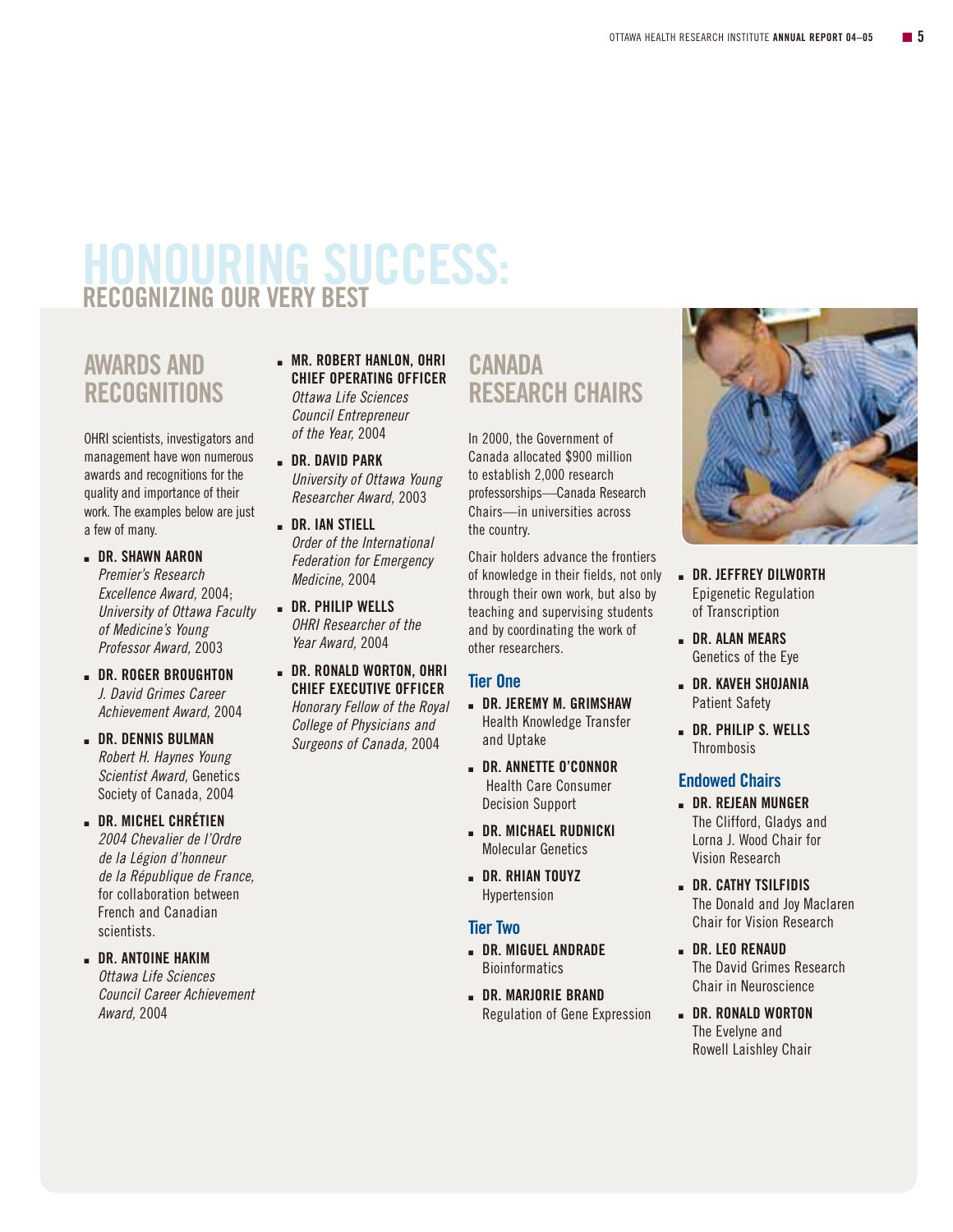# HONOURING SUCCESS:
## RECOGNIZING OUR VERY BEST

## AWARDS AND RECOGNITIONS

OHRI scientists, investigators and management have won numerous awards and recognitions for the quality and importance of their work. The examples below are just a few of many.

- **DR. SHAWN AARON**
  *Premier's Research Excellence Award,* 2004; *University of Ottawa Faculty of Medicine's Young Professor Award,* 2003
- **DR. ROGER BROUGHTON**
  *J. David Grimes Career Achievement Award,* 2004
- **DR. DENNIS BULMAN**
  *Robert H. Haynes Young Scientist Award,* Genetics Society of Canada, 2004
- **DR. MICHEL CHRÉTIEN**
  *2004 Chevalier de l'Ordre de la Légion d'honneur de la République de France,* for collaboration between French and Canadian scientists.
- **DR. ANTOINE HAKIM**
  *Ottawa Life Sciences Council Career Achievement Award,* 2004
- **MR. ROBERT HANLON, OHRI CHIEF OPERATING OFFICER**
  *Ottawa Life Sciences Council Entrepreneur of the Year,* 2004
- **DR. DAVID PARK**
  *University of Ottawa Young Researcher Award,* 2003
- **DR. IAN STIELL**
  *Order of the International Federation for Emergency Medicine,* 2004
- **DR. PHILIP WELLS**
  *OHRI Researcher of the Year Award,* 2004
- **DR. RONALD WORTON, OHRI CHIEF EXECUTIVE OFFICER**
  *Honorary Fellow of the Royal College of Physicians and Surgeons of Canada,* 2004

## CANADA RESEARCH CHAIRS

In 2000, the Government of Canada allocated $900 million to establish 2,000 research professorships—Canada Research Chairs—in universities across the country.

Chair holders advance the frontiers of knowledge in their fields, not only through their own work, but also by teaching and supervising students and by coordinating the work of other researchers.

### Tier One

- **DR. JEREMY M. GRIMSHAW**
  Health Knowledge Transfer and Uptake
- **DR. ANNETTE O'CONNOR**
  Health Care Consumer Decision Support
- **DR. MICHAEL RUDNICKI**
  Molecular Genetics
- **DR. RHIAN TOUYZ**
  Hypertension

### Tier Two

- **DR. MIGUEL ANDRADE**
  Bioinformatics
- **DR. MARJORIE BRAND**
  Regulation of Gene Expression
- **DR. JEFFREY DILWORTH**
  Epigenetic Regulation of Transcription
- **DR. ALAN MEARS**
  Genetics of the Eye
- **DR. KAVEH SHOJANIA**
  Patient Safety
- **DR. PHILIP S. WELLS**
  Thrombosis

### Endowed Chairs

- **DR. REJEAN MUNGER**
  The Clifford, Gladys and Lorna J. Wood Chair for Vision Research
- **DR. CATHY TSILFIDIS**
  The Donald and Joy Maclaren Chair for Vision Research
- **DR. LEO RENAUD**
  The David Grimes Research Chair in Neuroscience
- **DR. RONALD WORTON**
  The Evelyne and Rowell Laishley Chair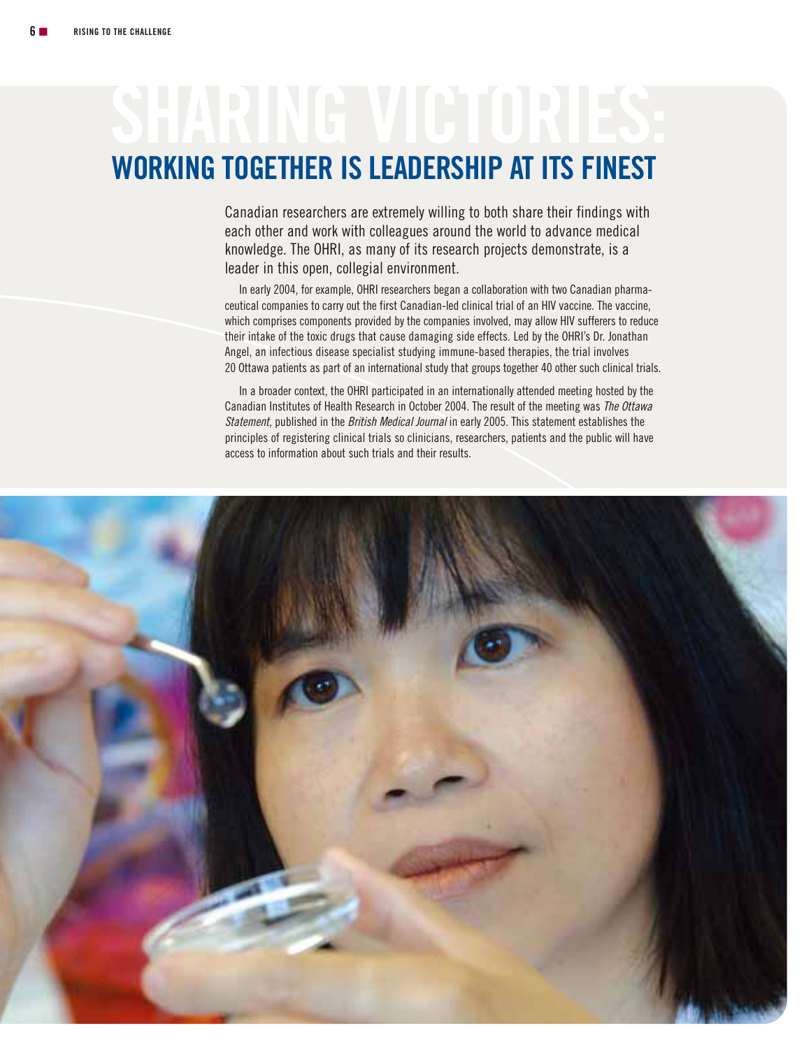# SHARING VICTORIES:

## WORKING TOGETHER IS LEADERSHIP AT ITS FINEST

Canadian researchers are extremely willing to both share their findings with each other and work with colleagues around the world to advance medical knowledge. The OHRI, as many of its research projects demonstrate, is a leader in this open, collegial environment.

In early 2004, for example, OHRI researchers began a collaboration with two Canadian pharmaceutical companies to carry out the first Canadian-led clinical trial of an HIV vaccine. The vaccine, which comprises components provided by the companies involved, may allow HIV sufferers to reduce their intake of the toxic drugs that cause damaging side effects. Led by the OHRI's Dr. Jonathan Angel, an infectious disease specialist studying immune-based therapies, the trial involves 20 Ottawa patients as part of an international study that groups together 40 other such clinical trials.

In a broader context, the OHRI participated in an internationally attended meeting hosted by the Canadian Institutes of Health Research in October 2004. The result of the meeting was *The Ottawa Statement*, published in the *British Medical Journal* in early 2005. This statement establishes the principles of registering clinical trials so clinicians, researchers, patients and the public will have access to information about such trials and their results.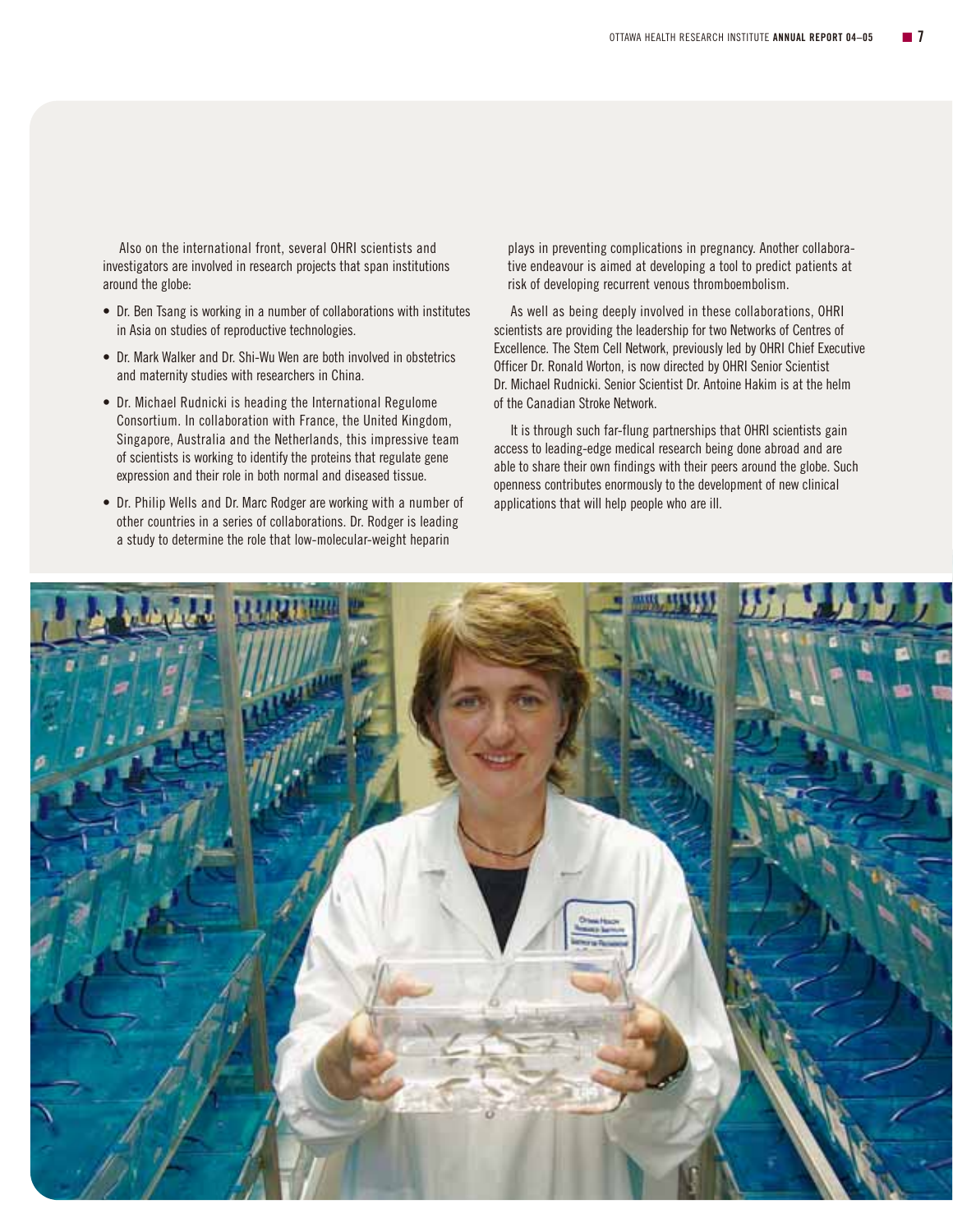Also on the international front, several OHRI scientists and investigators are involved in research projects that span institutions around the globe:

- Dr. Ben Tsang is working in a number of collaborations with institutes in Asia on studies of reproductive technologies.
- Dr. Mark Walker and Dr. Shi-Wu Wen are both involved in obstetrics and maternity studies with researchers in China.
- Dr. Michael Rudnicki is heading the International Regulome Consortium. In collaboration with France, the United Kingdom, Singapore, Australia and the Netherlands, this impressive team of scientists is working to identify the proteins that regulate gene expression and their role in both normal and diseased tissue.
- Dr. Philip Wells and Dr. Marc Rodger are working with a number of other countries in a series of collaborations. Dr. Rodger is leading a study to determine the role that low-molecular-weight heparin plays in preventing complications in pregnancy. Another collaborative endeavour is aimed at developing a tool to predict patients at risk of developing recurrent venous thromboembolism.

As well as being deeply involved in these collaborations, OHRI scientists are providing the leadership for two Networks of Centres of Excellence. The Stem Cell Network, previously led by OHRI Chief Executive Officer Dr. Ronald Worton, is now directed by OHRI Senior Scientist Dr. Michael Rudnicki. Senior Scientist Dr. Antoine Hakim is at the helm of the Canadian Stroke Network.

It is through such far-flung partnerships that OHRI scientists gain access to leading-edge medical research being done abroad and are able to share their own findings with their peers around the globe. Such openness contributes enormously to the development of new clinical applications that will help people who are ill.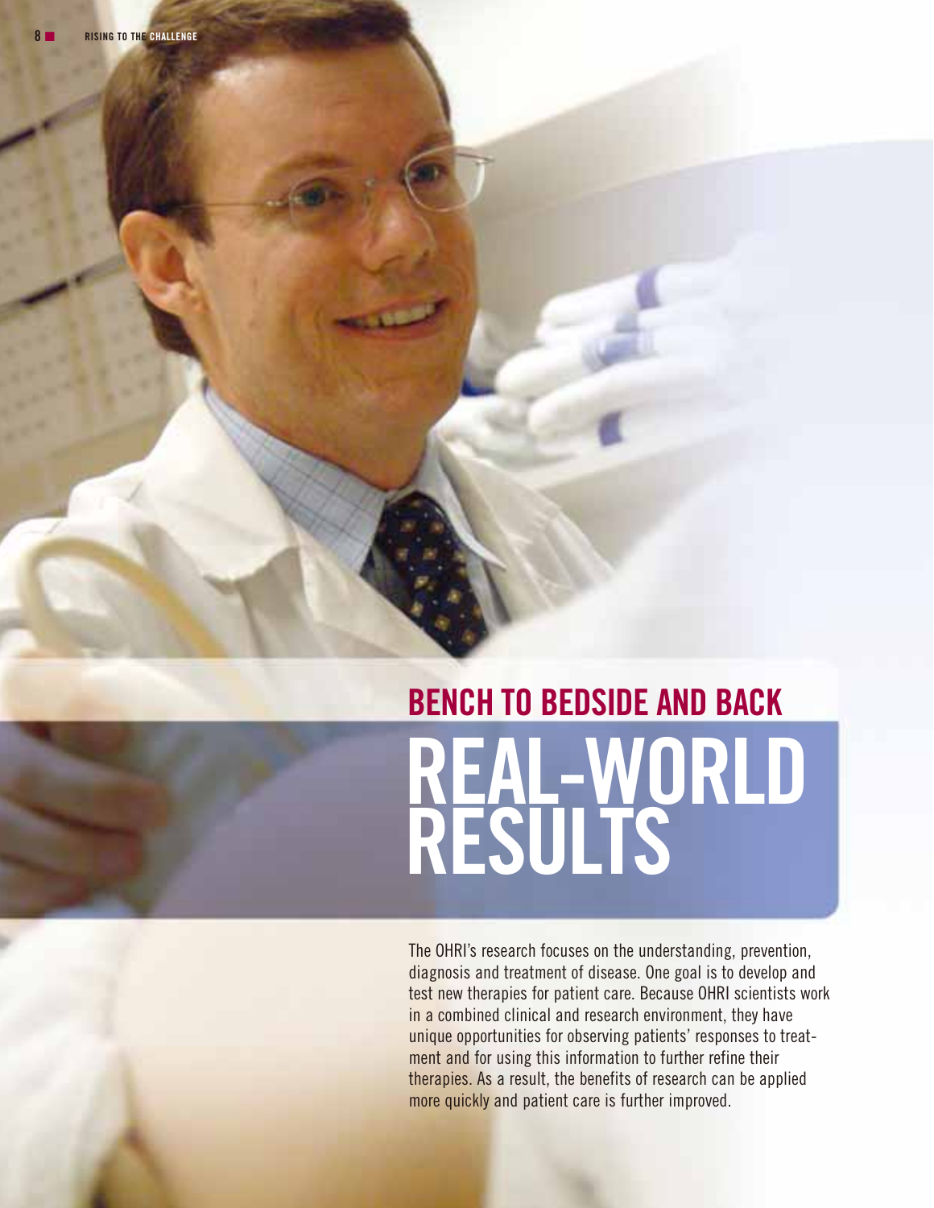## BENCH TO BEDSIDE AND BACK

# REAL-WORLD RESULTS

The OHRI's research focuses on the understanding, prevention, diagnosis and treatment of disease. One goal is to develop and test new therapies for patient care. Because OHRI scientists work in a combined clinical and research environment, they have unique opportunities for observing patients' responses to treatment and for using this information to further refine their therapies. As a result, the benefits of research can be applied more quickly and patient care is further improved.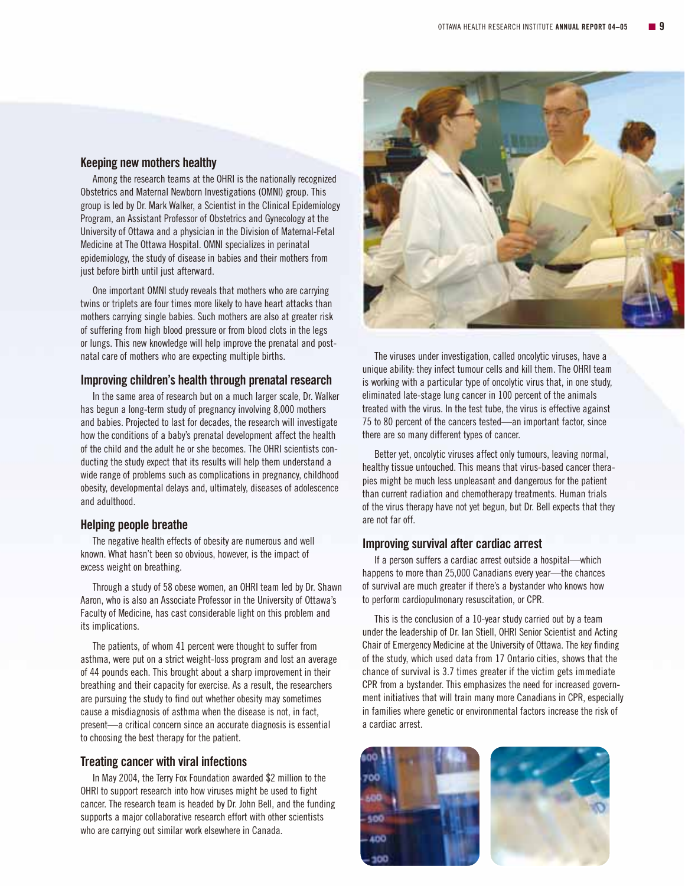### Keeping new mothers healthy

Among the research teams at the OHRI is the nationally recognized Obstetrics and Maternal Newborn Investigations (OMNI) group. This group is led by Dr. Mark Walker, a Scientist in the Clinical Epidemiology Program, an Assistant Professor of Obstetrics and Gynecology at the University of Ottawa and a physician in the Division of Maternal-Fetal Medicine at The Ottawa Hospital. OMNI specializes in perinatal epidemiology, the study of disease in babies and their mothers from just before birth until just afterward.

One important OMNI study reveals that mothers who are carrying twins or triplets are four times more likely to have heart attacks than mothers carrying single babies. Such mothers are also at greater risk of suffering from high blood pressure or from blood clots in the legs or lungs. This new knowledge will help improve the prenatal and postnatal care of mothers who are expecting multiple births.

### Improving children's health through prenatal research

In the same area of research but on a much larger scale, Dr. Walker has begun a long-term study of pregnancy involving 8,000 mothers and babies. Projected to last for decades, the research will investigate how the conditions of a baby's prenatal development affect the health of the child and the adult he or she becomes. The OHRI scientists conducting the study expect that its results will help them understand a wide range of problems such as complications in pregnancy, childhood obesity, developmental delays and, ultimately, diseases of adolescence and adulthood.

### Helping people breathe

The negative health effects of obesity are numerous and well known. What hasn't been so obvious, however, is the impact of excess weight on breathing.

Through a study of 58 obese women, an OHRI team led by Dr. Shawn Aaron, who is also an Associate Professor in the University of Ottawa's Faculty of Medicine, has cast considerable light on this problem and its implications.

The patients, of whom 41 percent were thought to suffer from asthma, were put on a strict weight-loss program and lost an average of 44 pounds each. This brought about a sharp improvement in their breathing and their capacity for exercise. As a result, the researchers are pursuing the study to find out whether obesity may sometimes cause a misdiagnosis of asthma when the disease is not, in fact, present—a critical concern since an accurate diagnosis is essential to choosing the best therapy for the patient.

### Treating cancer with viral infections

In May 2004, the Terry Fox Foundation awarded $2 million to the OHRI to support research into how viruses might be used to fight cancer. The research team is headed by Dr. John Bell, and the funding supports a major collaborative research effort with other scientists who are carrying out similar work elsewhere in Canada.

The viruses under investigation, called oncolytic viruses, have a unique ability: they infect tumour cells and kill them. The OHRI team is working with a particular type of oncolytic virus that, in one study, eliminated late-stage lung cancer in 100 percent of the animals treated with the virus. In the test tube, the virus is effective against 75 to 80 percent of the cancers tested—an important factor, since there are so many different types of cancer.

Better yet, oncolytic viruses affect only tumours, leaving normal, healthy tissue untouched. This means that virus-based cancer therapies might be much less unpleasant and dangerous for the patient than current radiation and chemotherapy treatments. Human trials of the virus therapy have not yet begun, but Dr. Bell expects that they are not far off.

### Improving survival after cardiac arrest

If a person suffers a cardiac arrest outside a hospital—which happens to more than 25,000 Canadians every year—the chances of survival are much greater if there's a bystander who knows how to perform cardiopulmonary resuscitation, or CPR.

This is the conclusion of a 10-year study carried out by a team under the leadership of Dr. Ian Stiell, OHRI Senior Scientist and Acting Chair of Emergency Medicine at the University of Ottawa. The key finding of the study, which used data from 17 Ontario cities, shows that the chance of survival is 3.7 times greater if the victim gets immediate CPR from a bystander. This emphasizes the need for increased government initiatives that will train many more Canadians in CPR, especially in families where genetic or environmental factors increase the risk of a cardiac arrest.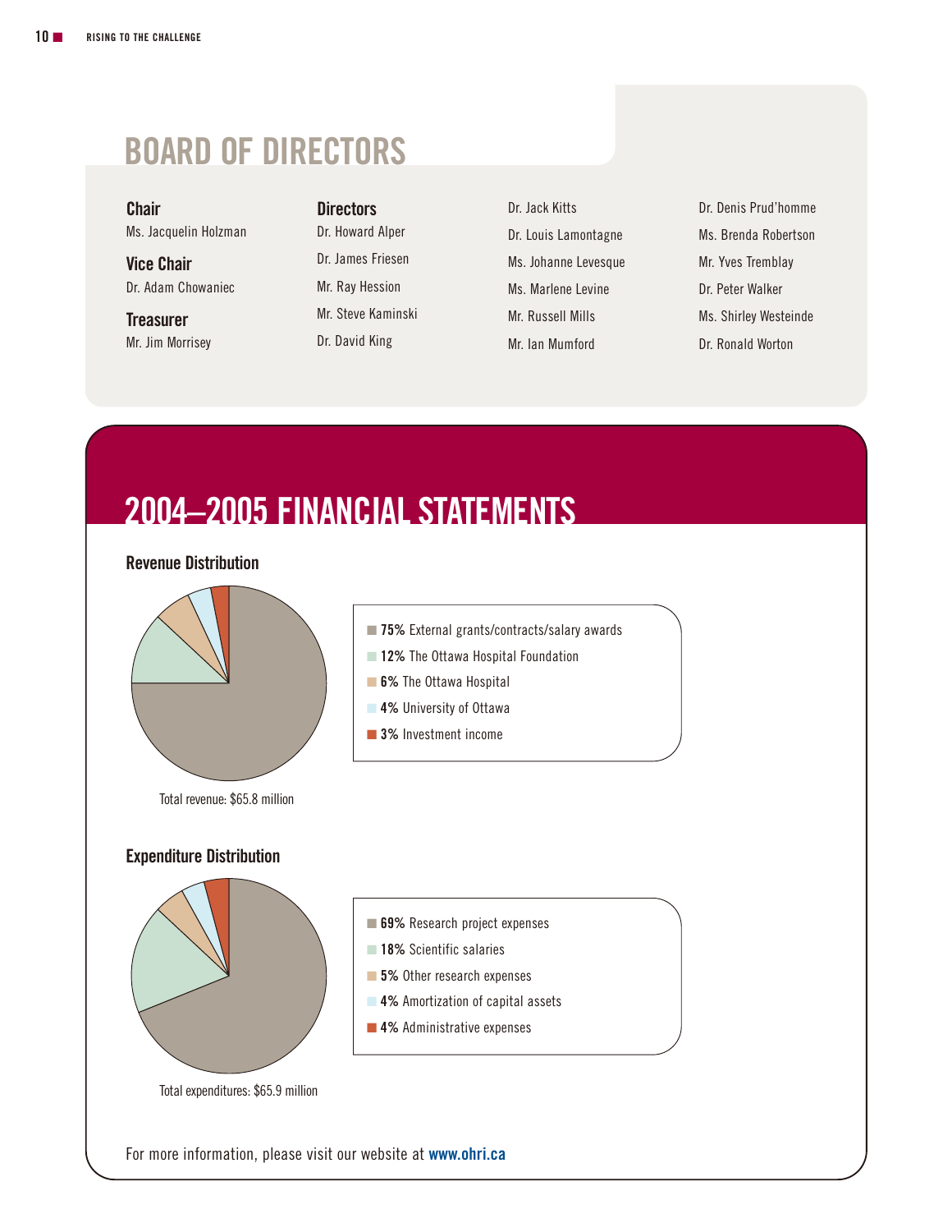# BOARD OF DIRECTORS

**Chair**
Ms. Jacquelin Holzman

**Vice Chair**
Dr. Adam Chowaniec

**Treasurer**
Mr. Jim Morrisey

**Directors**
Dr. Howard Alper
Dr. James Friesen
Mr. Ray Hession
Mr. Steve Kaminski
Dr. David King
Dr. Jack Kitts
Dr. Louis Lamontagne
Ms. Johanne Levesque
Ms. Marlene Levine
Mr. Russell Mills
Mr. Ian Mumford
Dr. Denis Prud'homme
Ms. Brenda Robertson
Mr. Yves Tremblay
Dr. Peter Walker
Ms. Shirley Westeinde
Dr. Ronald Worton

# 2004–2005 FINANCIAL STATEMENTS

## Revenue Distribution

**75%** External grants/contracts/salary awards
**12%** The Ottawa Hospital Foundation
**6%** The Ottawa Hospital
**4%** University of Ottawa
**3%** Investment income

Total revenue: $65.8 million

## Expenditure Distribution

**69%** Research project expenses
**18%** Scientific salaries
**5%** Other research expenses
**4%** Amortization of capital assets
**4%** Administrative expenses

Total expenditures: $65.9 million

For more information, please visit our website at **www.ohri.ca**